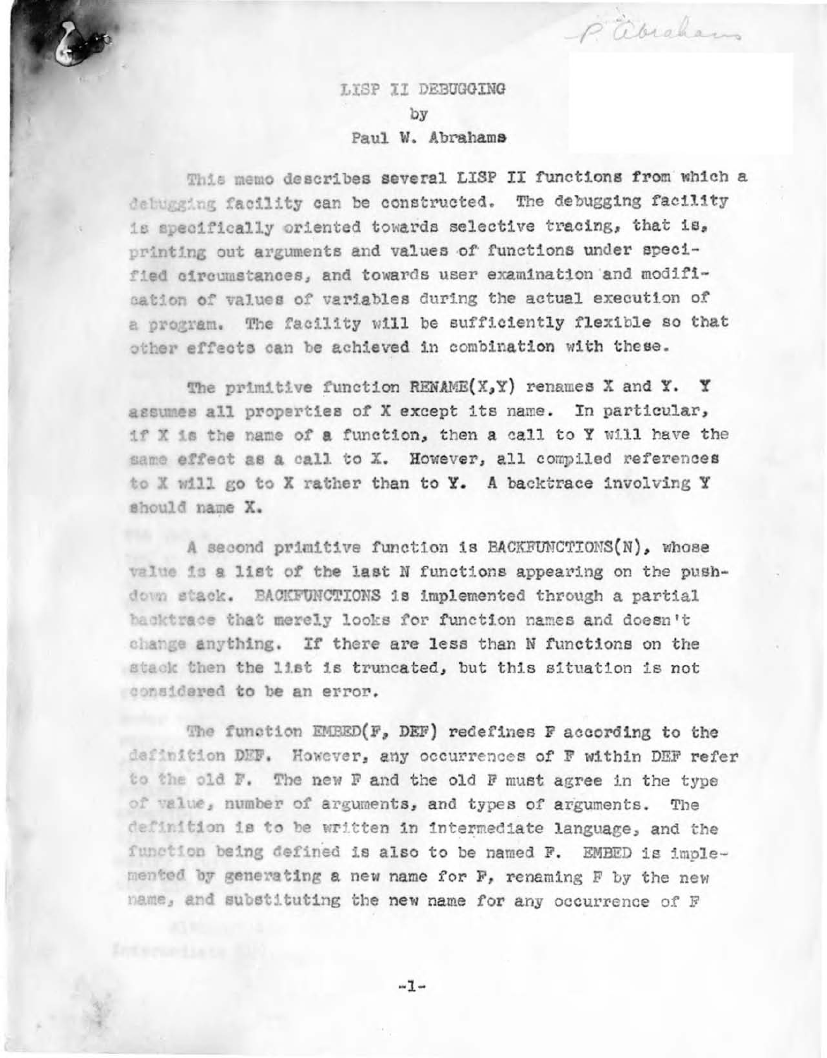P. Abrahams

# LISP II DEBUGGING

by

Paul W. Abrahams

This memo describes several LISP II functions from which a debugging facility can be constructed. The debugging facility is specifically oriented towards selective tracing, that is, printing out arguments and values of functions under specified circumstances, and towards user examination and modification of values of variables during the actual execution of a program. The facility will be sufficiently flexible so that other effects can be achieved in combination with these.

The primitive function RENAME(X,Y) renames X and Y. Y assumes all properties of X except its name. In particular, if X is the name of a function, then a call to Y will have the same effect as a call to X. However, all compiled references to X will go to X rather than to Y. A backtrace involving Y should name X.

A second primitive function is BACKFUNCTIONS(N), whose value is a list of the last N functions appearing on the push-down stack. BACKFUNCTIONS is implemented through a partial backtrace that merely looks for function names and doesn't change anything. If there are less than N functions on the stack then the list is truncated, but this situation is not considered to be an error.

The function EMBED(F, DEF) redefines F according to the definition DEF. However, any occurrences of F within DEF refer to the old F. The new F and the old F must agree in the type of value, number of arguments, and types of arguments. The definition is to be written in intermediate language, and the function being defined is also to be named F. EMBED is implemented by generating a new name for F, renaming F by the new name, and substituting the new name for any occurrence of F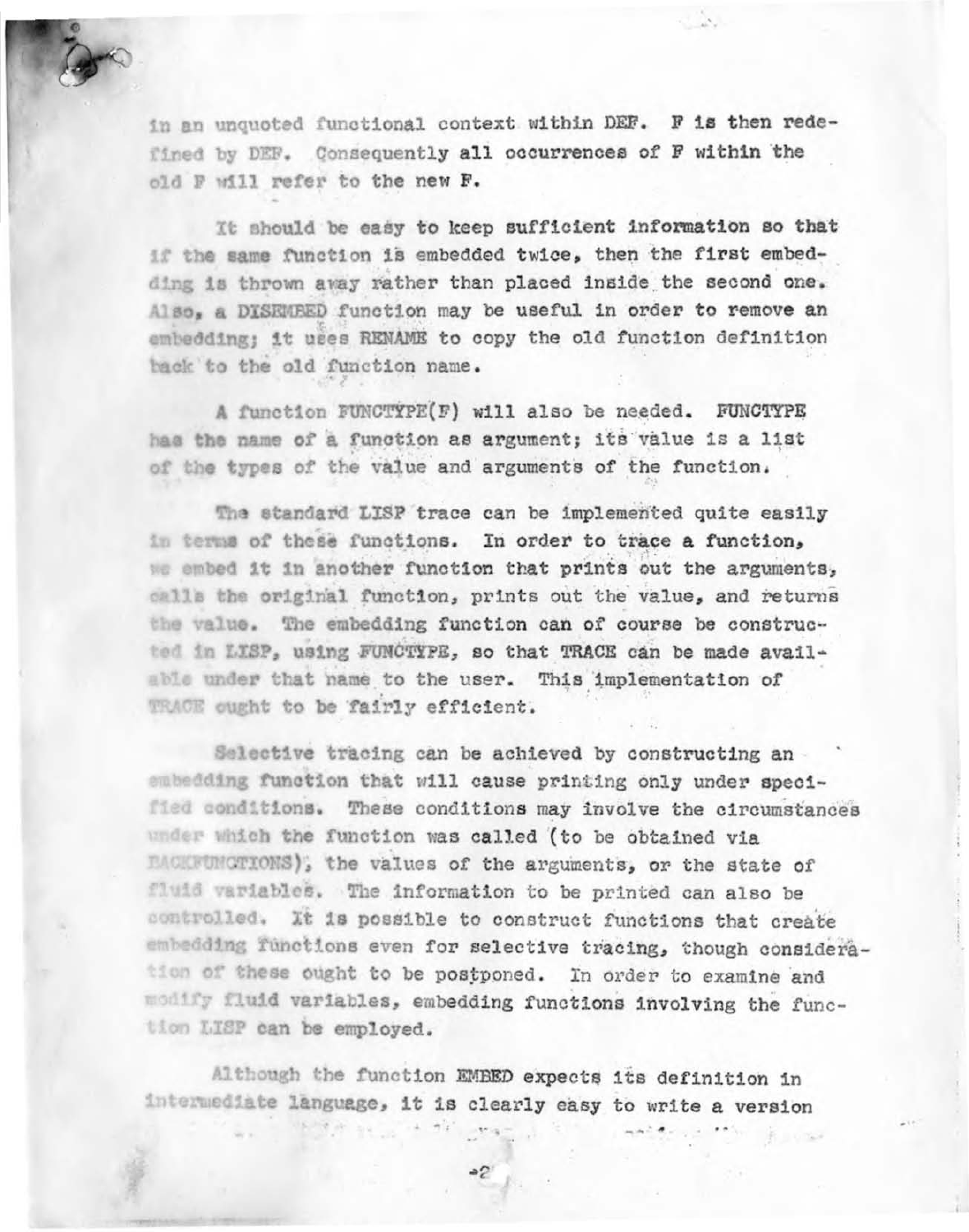in an unquoted functional context within DEF. F is then redefined by DEF. Consequently all occurrences of F within the old F will refer to the new F.

It should be easy to keep sufficient information so that if the same function is embedded twice, then the first embedding is thrown away rather than placed inside the second one. Also, a DISEMBED function may be useful in order to remove an embedding; it uses RENAME to copy the old function definition back to the old function name.

A function FUNCTYPE(F) will also be needed. FUNCTYPE has the name of a function as argument; its value is a list of the types of the value and arguments of the function.

The standard LISP trace can be implemented quite easily in terms of these functions. In order to trace a function, we embed it in another function that prints out the arguments, calls the original function, prints out the value, and returns the value. The embedding function can of course be constructed in LISP, using FUNCTYPE, so that TRACE can be made available under that name to the user. This implementation of TRACE ought to be fairly efficient.

Selective tracing can be achieved by constructing an embedding function that will cause printing only under specified conditions. These conditions may involve the circumstances under which the function was called (to be obtained via BACKFUNCTIONS), the values of the arguments, or the state of fluid variables. The information to be printed can also be controlled. It is possible to construct functions that create embedding functions even for selective tracing, though consideration of these ought to be postponed. In order to examine and modify fluid variables, embedding functions involving the function LISP can be employed.

Although the function EMBED expects its definition in intermediate language, it is clearly easy to write a version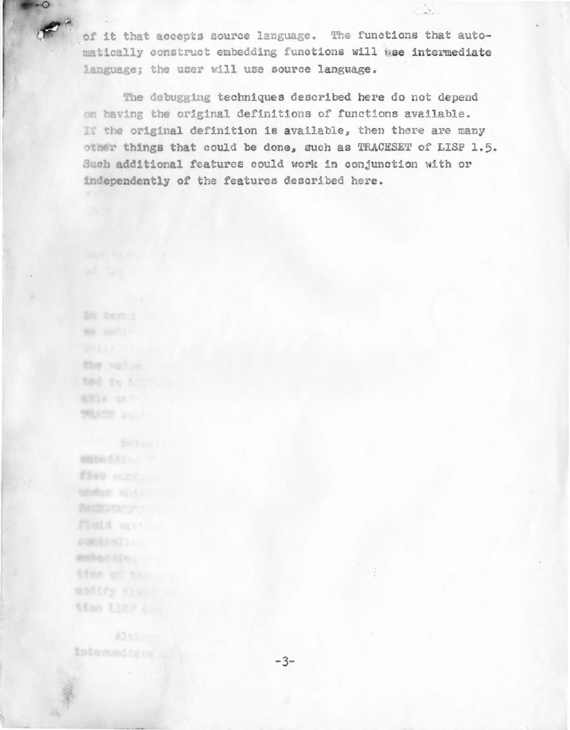of it that accepts source language. The functions that automatically construct embedding functions will use intermediate language; the user will use source language.

The debugging techniques described here do not depend on having the original definitions of functions available. If the original definition is available, then there are many other things that could be done, such as TRACESET of LISP 1.5. Such additional features could work in conjunction with or independently of the features described here.